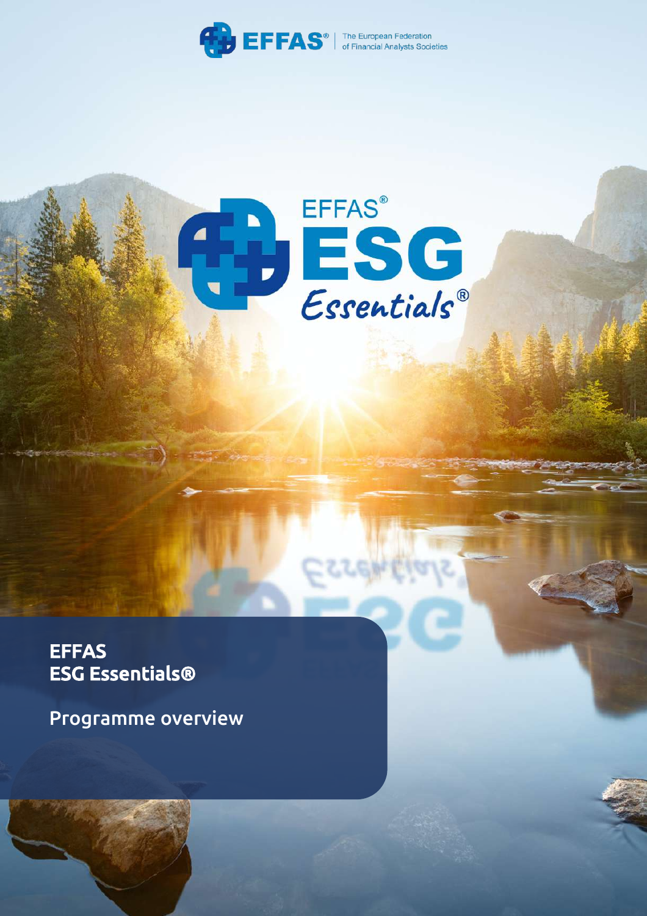EFFAS® The European Federation of Financial Analysts Societies

EFFAS® ESG Essentials®

# EFFAS ESG Essentials®

## Programme overview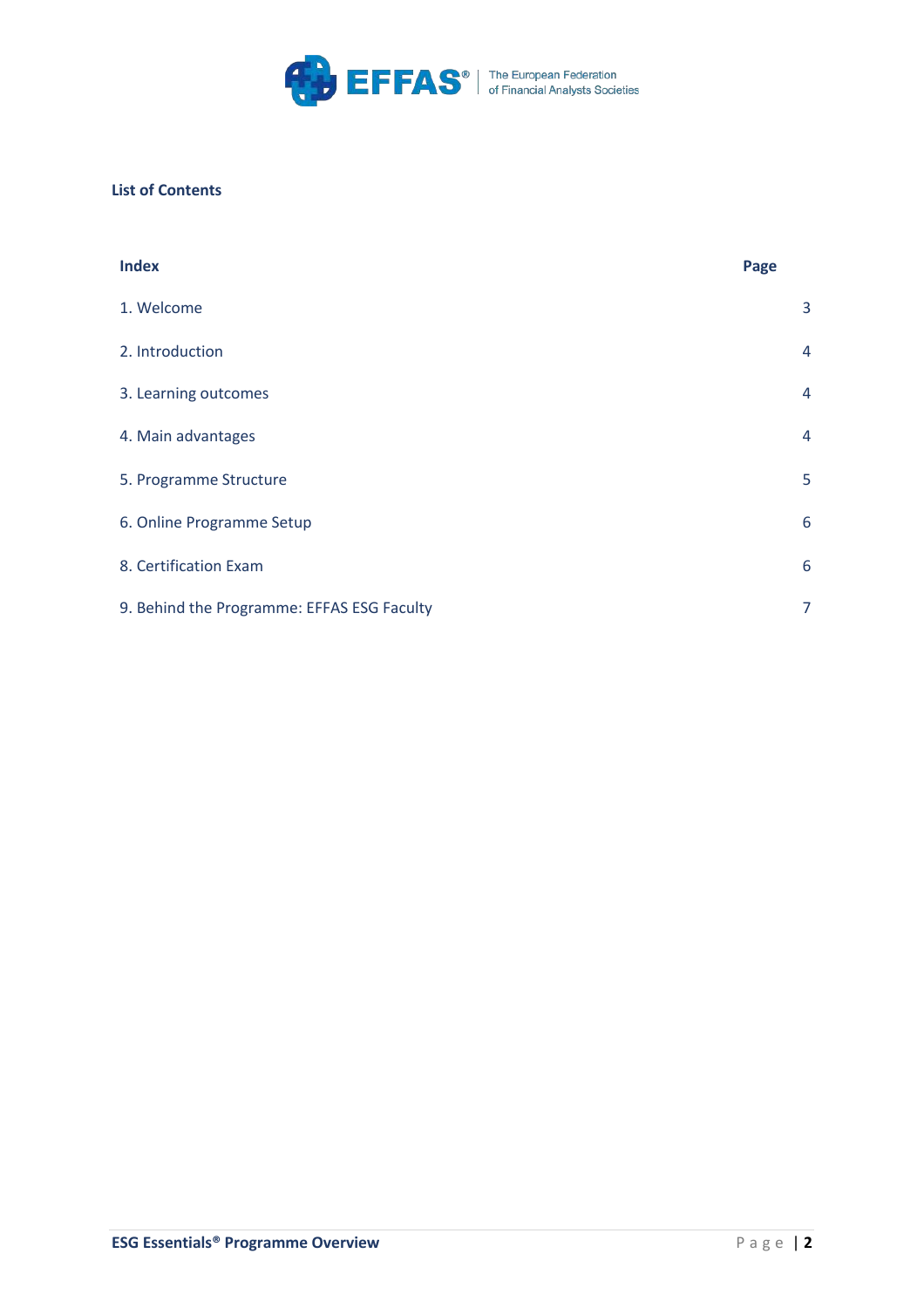**List of Contents**

| Index | Page |
| --- | --- |
| 1. Welcome | 3 |
| 2. Introduction | 4 |
| 3. Learning outcomes | 4 |
| 4. Main advantages | 4 |
| 5. Programme Structure | 5 |
| 6. Online Programme Setup | 6 |
| 8. Certification Exam | 6 |
| 9. Behind the Programme: EFFAS ESG Faculty | 7 |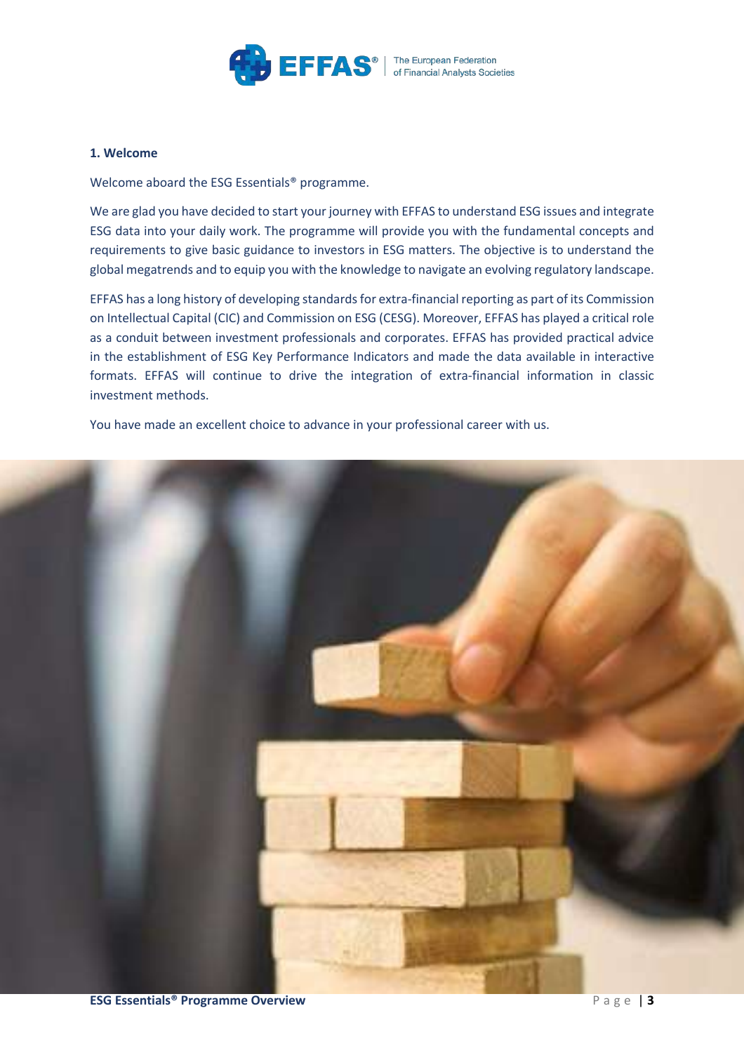## 1. Welcome

Welcome aboard the ESG Essentials® programme.

We are glad you have decided to start your journey with EFFAS to understand ESG issues and integrate ESG data into your daily work. The programme will provide you with the fundamental concepts and requirements to give basic guidance to investors in ESG matters. The objective is to understand the global megatrends and to equip you with the knowledge to navigate an evolving regulatory landscape.

EFFAS has a long history of developing standards for extra-financial reporting as part of its Commission on Intellectual Capital (CIC) and Commission on ESG (CESG). Moreover, EFFAS has played a critical role as a conduit between investment professionals and corporates. EFFAS has provided practical advice in the establishment of ESG Key Performance Indicators and made the data available in interactive formats. EFFAS will continue to drive the integration of extra-financial information in classic investment methods.

You have made an excellent choice to advance in your professional career with us.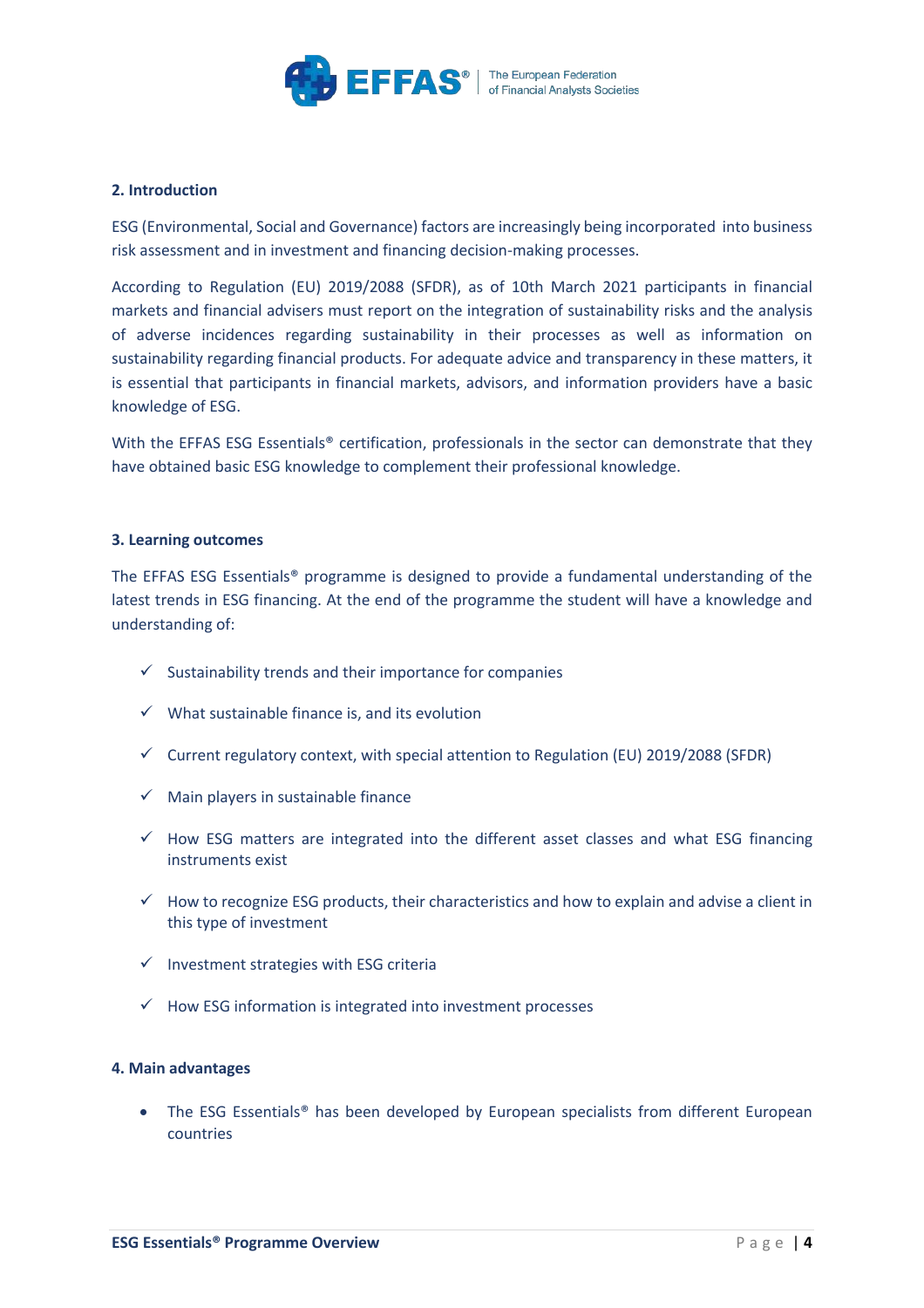## 2. Introduction

ESG (Environmental, Social and Governance) factors are increasingly being incorporated into business risk assessment and in investment and financing decision-making processes.

According to Regulation (EU) 2019/2088 (SFDR), as of 10th March 2021 participants in financial markets and financial advisers must report on the integration of sustainability risks and the analysis of adverse incidences regarding sustainability in their processes as well as information on sustainability regarding financial products. For adequate advice and transparency in these matters, it is essential that participants in financial markets, advisors, and information providers have a basic knowledge of ESG.

With the EFFAS ESG Essentials® certification, professionals in the sector can demonstrate that they have obtained basic ESG knowledge to complement their professional knowledge.

## 3. Learning outcomes

The EFFAS ESG Essentials® programme is designed to provide a fundamental understanding of the latest trends in ESG financing. At the end of the programme the student will have a knowledge and understanding of:

- ✓ Sustainability trends and their importance for companies
- ✓ What sustainable finance is, and its evolution
- ✓ Current regulatory context, with special attention to Regulation (EU) 2019/2088 (SFDR)
- ✓ Main players in sustainable finance
- ✓ How ESG matters are integrated into the different asset classes and what ESG financing instruments exist
- ✓ How to recognize ESG products, their characteristics and how to explain and advise a client in this type of investment
- ✓ Investment strategies with ESG criteria
- ✓ How ESG information is integrated into investment processes

## 4. Main advantages

- The ESG Essentials® has been developed by European specialists from different European countries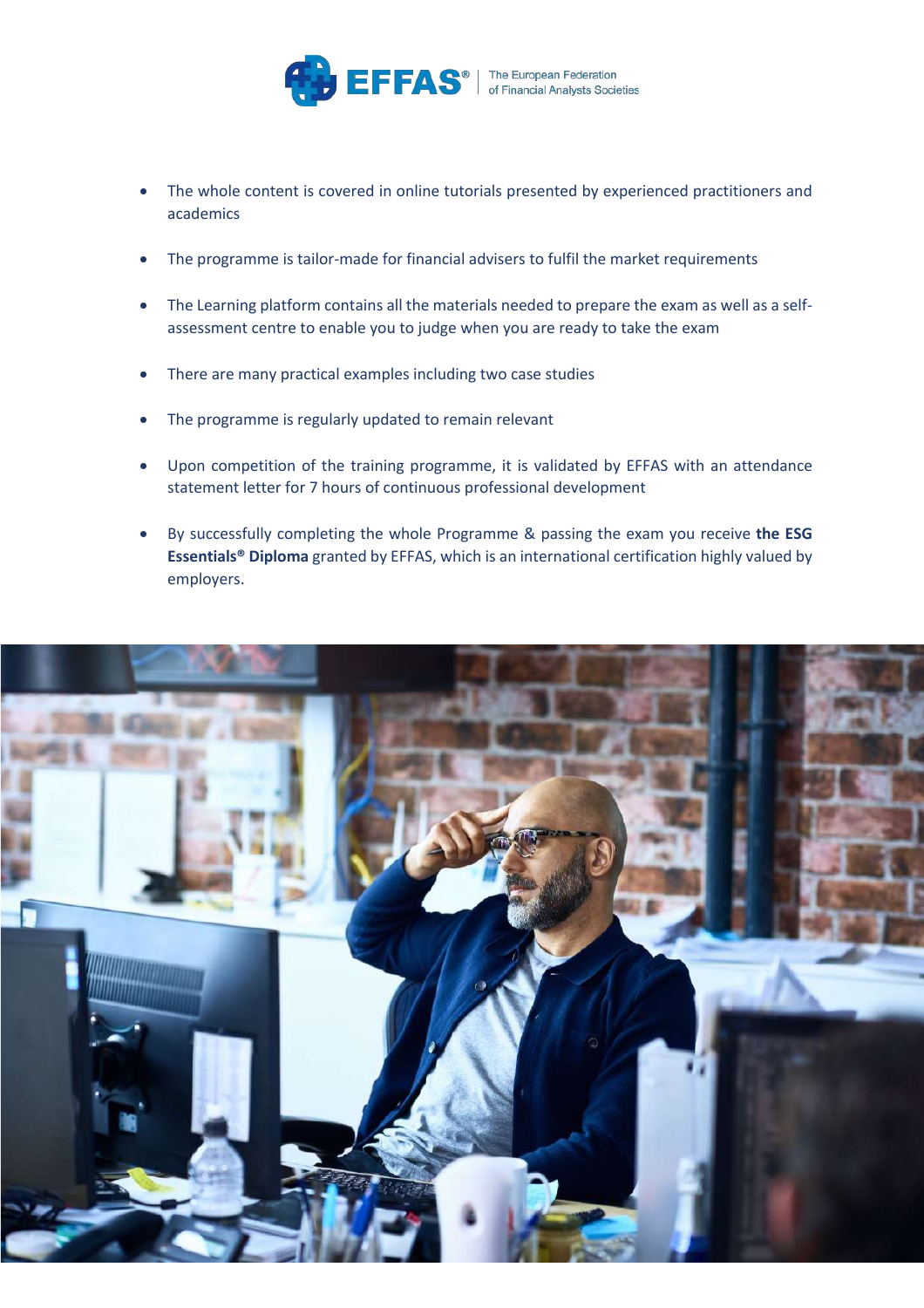- The whole content is covered in online tutorials presented by experienced practitioners and academics
- The programme is tailor-made for financial advisers to fulfil the market requirements
- The Learning platform contains all the materials needed to prepare the exam as well as a self-assessment centre to enable you to judge when you are ready to take the exam
- There are many practical examples including two case studies
- The programme is regularly updated to remain relevant
- Upon competition of the training programme, it is validated by EFFAS with an attendance statement letter for 7 hours of continuous professional development
- By successfully completing the whole Programme & passing the exam you receive **the ESG Essentials® Diploma** granted by EFFAS, which is an international certification highly valued by employers.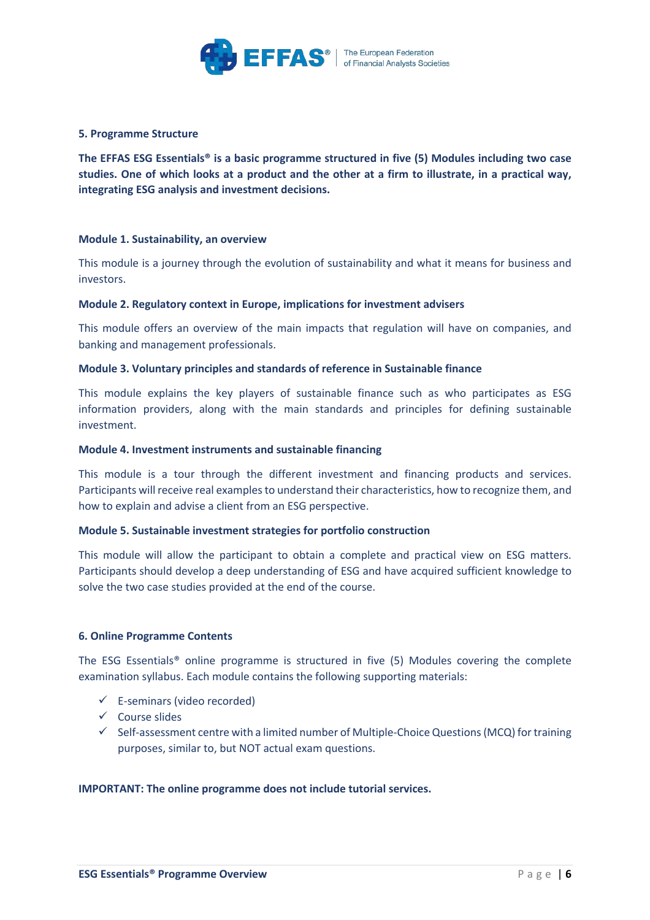## 5. Programme Structure

**The EFFAS ESG Essentials® is a basic programme structured in five (5) Modules including two case studies. One of which looks at a product and the other at a firm to illustrate, in a practical way, integrating ESG analysis and investment decisions.**

### Module 1. Sustainability, an overview

This module is a journey through the evolution of sustainability and what it means for business and investors.

### Module 2. Regulatory context in Europe, implications for investment advisers

This module offers an overview of the main impacts that regulation will have on companies, and banking and management professionals.

### Module 3. Voluntary principles and standards of reference in Sustainable finance

This module explains the key players of sustainable finance such as who participates as ESG information providers, along with the main standards and principles for defining sustainable investment.

### Module 4. Investment instruments and sustainable financing

This module is a tour through the different investment and financing products and services. Participants will receive real examples to understand their characteristics, how to recognize them, and how to explain and advise a client from an ESG perspective.

### Module 5. Sustainable investment strategies for portfolio construction

This module will allow the participant to obtain a complete and practical view on ESG matters. Participants should develop a deep understanding of ESG and have acquired sufficient knowledge to solve the two case studies provided at the end of the course.

## 6. Online Programme Contents

The ESG Essentials® online programme is structured in five (5) Modules covering the complete examination syllabus. Each module contains the following supporting materials:

- ✓ E-seminars (video recorded)
- ✓ Course slides
- ✓ Self-assessment centre with a limited number of Multiple-Choice Questions (MCQ) for training purposes, similar to, but NOT actual exam questions.

**IMPORTANT: The online programme does not include tutorial services.**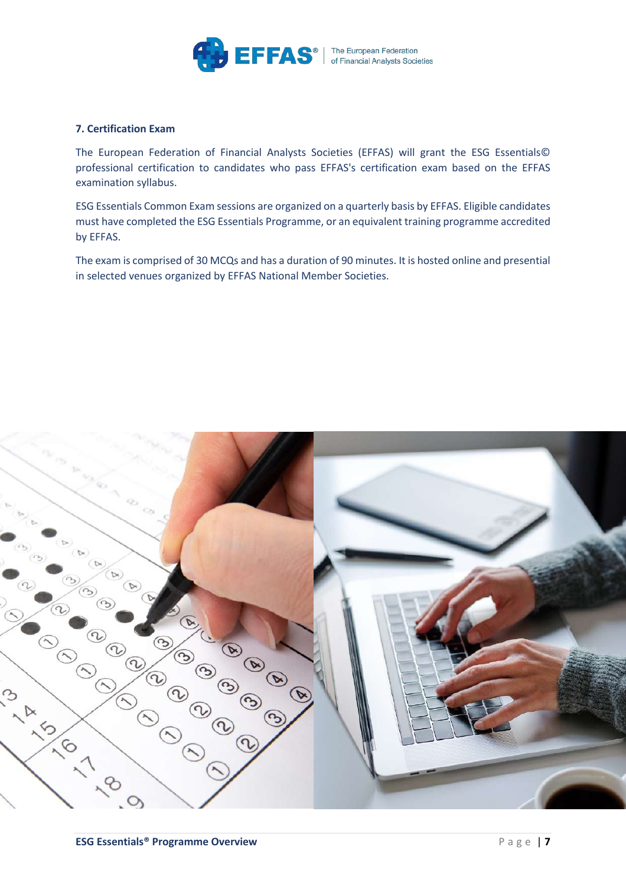## 7. Certification Exam

The European Federation of Financial Analysts Societies (EFFAS) will grant the ESG Essentials© professional certification to candidates who pass EFFAS's certification exam based on the EFFAS examination syllabus.

ESG Essentials Common Exam sessions are organized on a quarterly basis by EFFAS. Eligible candidates must have completed the ESG Essentials Programme, or an equivalent training programme accredited by EFFAS.

The exam is comprised of 30 MCQs and has a duration of 90 minutes. It is hosted online and presential in selected venues organized by EFFAS National Member Societies.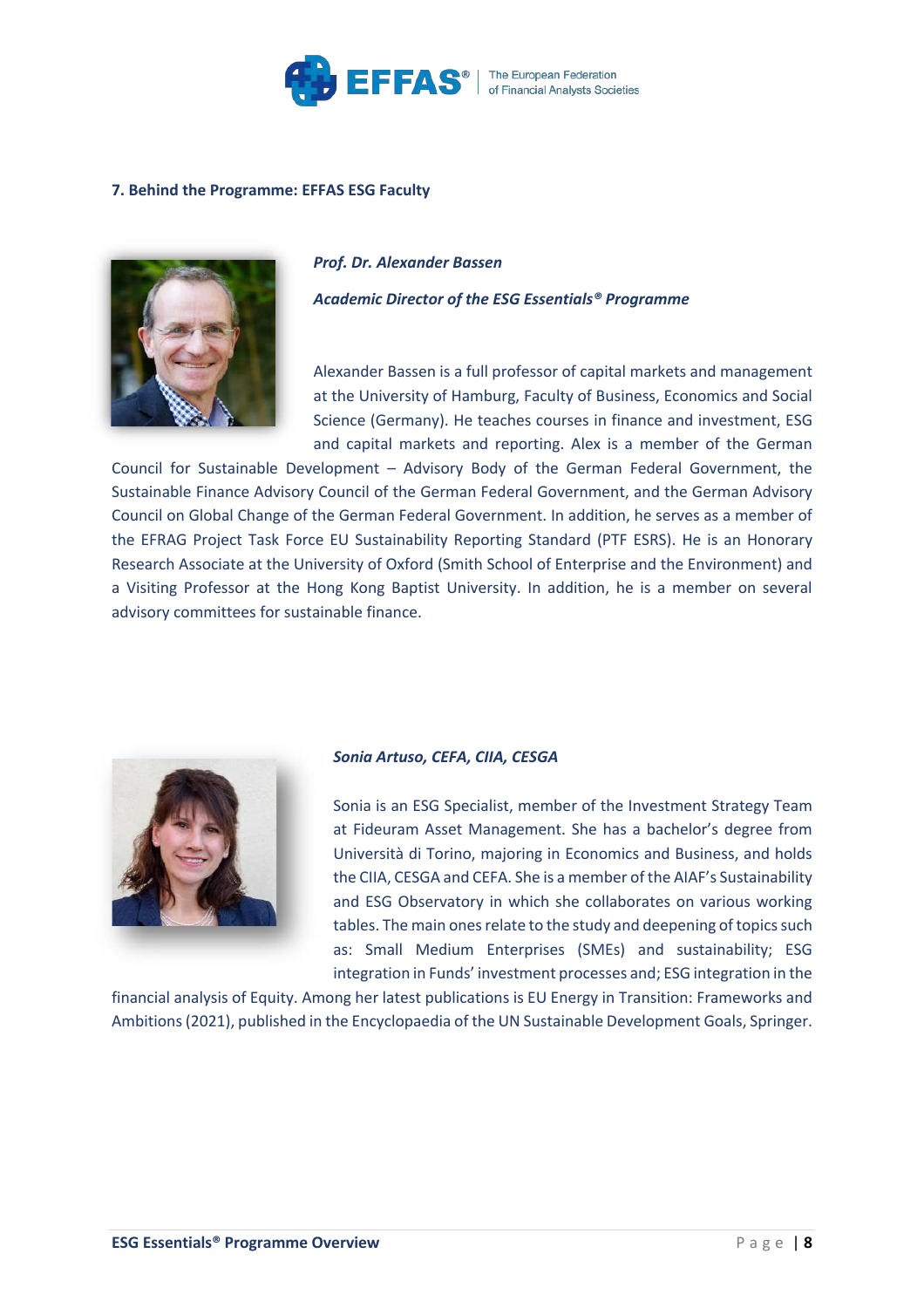### 7. Behind the Programme: EFFAS ESG Faculty

***Prof. Dr. Alexander Bassen***

***Academic Director of the ESG Essentials® Programme***

Alexander Bassen is a full professor of capital markets and management at the University of Hamburg, Faculty of Business, Economics and Social Science (Germany). He teaches courses in finance and investment, ESG and capital markets and reporting. Alex is a member of the German Council for Sustainable Development – Advisory Body of the German Federal Government, the Sustainable Finance Advisory Council of the German Federal Government, and the German Advisory Council on Global Change of the German Federal Government. In addition, he serves as a member of the EFRAG Project Task Force EU Sustainability Reporting Standard (PTF ESRS). He is an Honorary Research Associate at the University of Oxford (Smith School of Enterprise and the Environment) and a Visiting Professor at the Hong Kong Baptist University. In addition, he is a member on several advisory committees for sustainable finance.

***Sonia Artuso, CEFA, CIIA, CESGA***

Sonia is an ESG Specialist, member of the Investment Strategy Team at Fideuram Asset Management. She has a bachelor's degree from Università di Torino, majoring in Economics and Business, and holds the CIIA, CESGA and CEFA. She is a member of the AIAF's Sustainability and ESG Observatory in which she collaborates on various working tables. The main ones relate to the study and deepening of topics such as: Small Medium Enterprises (SMEs) and sustainability; ESG integration in Funds' investment processes and; ESG integration in the financial analysis of Equity. Among her latest publications is EU Energy in Transition: Frameworks and Ambitions (2021), published in the Encyclopaedia of the UN Sustainable Development Goals, Springer.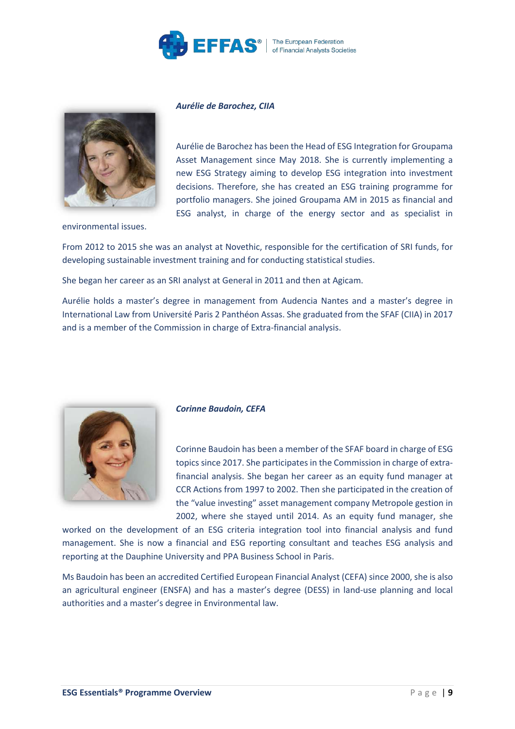***Aurélie de Barochez, CIIA***

Aurélie de Barochez has been the Head of ESG Integration for Groupama Asset Management since May 2018. She is currently implementing a new ESG Strategy aiming to develop ESG integration into investment decisions. Therefore, she has created an ESG training programme for portfolio managers. She joined Groupama AM in 2015 as financial and ESG analyst, in charge of the energy sector and as specialist in environmental issues.

From 2012 to 2015 she was an analyst at Novethic, responsible for the certification of SRI funds, for developing sustainable investment training and for conducting statistical studies.

She began her career as an SRI analyst at General in 2011 and then at Agicam.

Aurélie holds a master's degree in management from Audencia Nantes and a master's degree in International Law from Université Paris 2 Panthéon Assas. She graduated from the SFAF (CIIA) in 2017 and is a member of the Commission in charge of Extra-financial analysis.

***Corinne Baudoin, CEFA***

Corinne Baudoin has been a member of the SFAF board in charge of ESG topics since 2017. She participates in the Commission in charge of extra-financial analysis. She began her career as an equity fund manager at CCR Actions from 1997 to 2002. Then she participated in the creation of the "value investing" asset management company Metropole gestion in 2002, where she stayed until 2014. As an equity fund manager, she worked on the development of an ESG criteria integration tool into financial analysis and fund management. She is now a financial and ESG reporting consultant and teaches ESG analysis and reporting at the Dauphine University and PPA Business School in Paris.

Ms Baudoin has been an accredited Certified European Financial Analyst (CEFA) since 2000, she is also an agricultural engineer (ENSFA) and has a master's degree (DESS) in land-use planning and local authorities and a master's degree in Environmental law.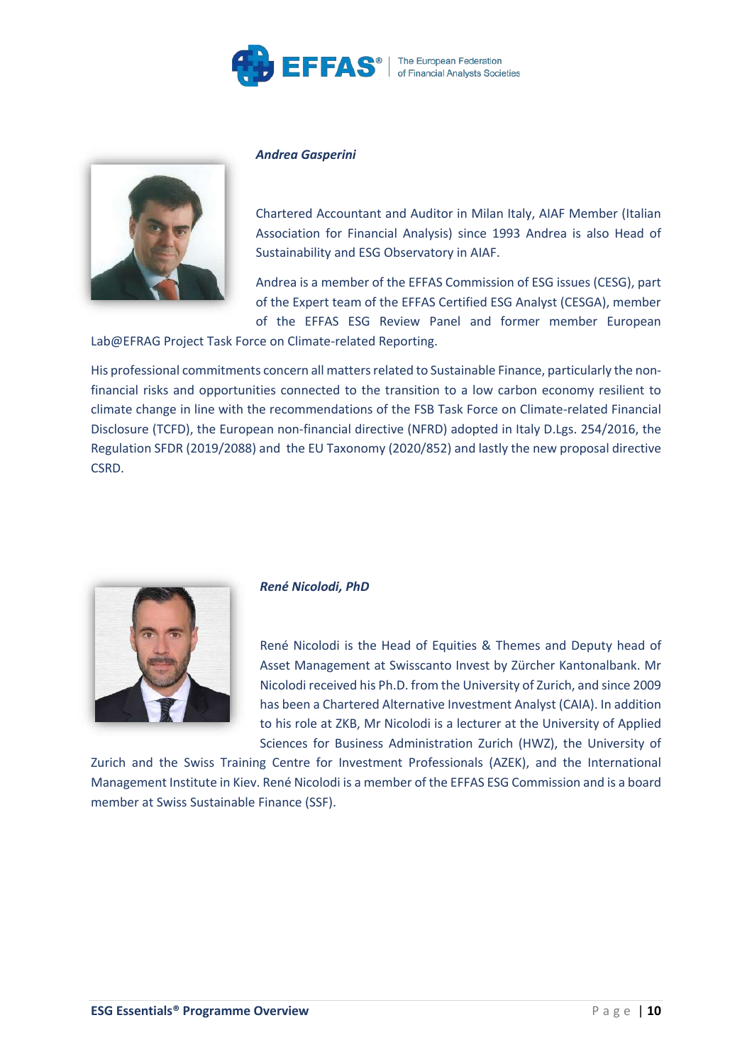***Andrea Gasperini***

Chartered Accountant and Auditor in Milan Italy, AIAF Member (Italian Association for Financial Analysis) since 1993 Andrea is also Head of Sustainability and ESG Observatory in AIAF.

Andrea is a member of the EFFAS Commission of ESG issues (CESG), part of the Expert team of the EFFAS Certified ESG Analyst (CESGA), member of the EFFAS ESG Review Panel and former member European Lab@EFRAG Project Task Force on Climate-related Reporting.

His professional commitments concern all matters related to Sustainable Finance, particularly the non-financial risks and opportunities connected to the transition to a low carbon economy resilient to climate change in line with the recommendations of the FSB Task Force on Climate-related Financial Disclosure (TCFD), the European non-financial directive (NFRD) adopted in Italy D.Lgs. 254/2016, the Regulation SFDR (2019/2088) and the EU Taxonomy (2020/852) and lastly the new proposal directive CSRD.

***René Nicolodi, PhD***

René Nicolodi is the Head of Equities & Themes and Deputy head of Asset Management at Swisscanto Invest by Zürcher Kantonalbank. Mr Nicolodi received his Ph.D. from the University of Zurich, and since 2009 has been a Chartered Alternative Investment Analyst (CAIA). In addition to his role at ZKB, Mr Nicolodi is a lecturer at the University of Applied Sciences for Business Administration Zurich (HWZ), the University of Zurich and the Swiss Training Centre for Investment Professionals (AZEK), and the International Management Institute in Kiev. René Nicolodi is a member of the EFFAS ESG Commission and is a board member at Swiss Sustainable Finance (SSF).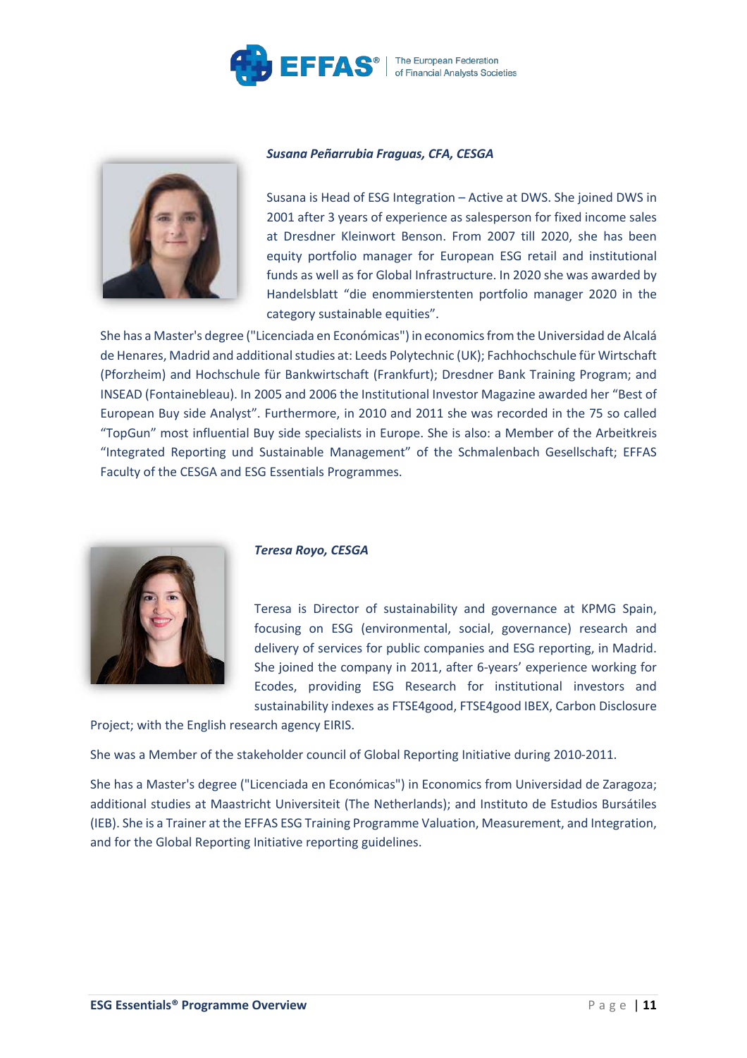***Susana Peñarrubia Fraguas, CFA, CESGA***

Susana is Head of ESG Integration – Active at DWS. She joined DWS in 2001 after 3 years of experience as salesperson for fixed income sales at Dresdner Kleinwort Benson. From 2007 till 2020, she has been equity portfolio manager for European ESG retail and institutional funds as well as for Global Infrastructure. In 2020 she was awarded by Handelsblatt "die enommierstenten portfolio manager 2020 in the category sustainable equities".

She has a Master's degree ("Licenciada en Económicas") in economics from the Universidad de Alcalá de Henares, Madrid and additional studies at: Leeds Polytechnic (UK); Fachhochschule für Wirtschaft (Pforzheim) and Hochschule für Bankwirtschaft (Frankfurt); Dresdner Bank Training Program; and INSEAD (Fontainebleau). In 2005 and 2006 the Institutional Investor Magazine awarded her "Best of European Buy side Analyst". Furthermore, in 2010 and 2011 she was recorded in the 75 so called "TopGun" most influential Buy side specialists in Europe. She is also: a Member of the Arbeitkreis "Integrated Reporting und Sustainable Management" of the Schmalenbach Gesellschaft; EFFAS Faculty of the CESGA and ESG Essentials Programmes.

***Teresa Royo, CESGA***

Teresa is Director of sustainability and governance at KPMG Spain, focusing on ESG (environmental, social, governance) research and delivery of services for public companies and ESG reporting, in Madrid. She joined the company in 2011, after 6-years' experience working for Ecodes, providing ESG Research for institutional investors and sustainability indexes as FTSE4good, FTSE4good IBEX, Carbon Disclosure Project; with the English research agency EIRIS.

She was a Member of the stakeholder council of Global Reporting Initiative during 2010-2011.

She has a Master's degree ("Licenciada en Económicas") in Economics from Universidad de Zaragoza; additional studies at Maastricht Universiteit (The Netherlands); and Instituto de Estudios Bursátiles (IEB). She is a Trainer at the EFFAS ESG Training Programme Valuation, Measurement, and Integration, and for the Global Reporting Initiative reporting guidelines.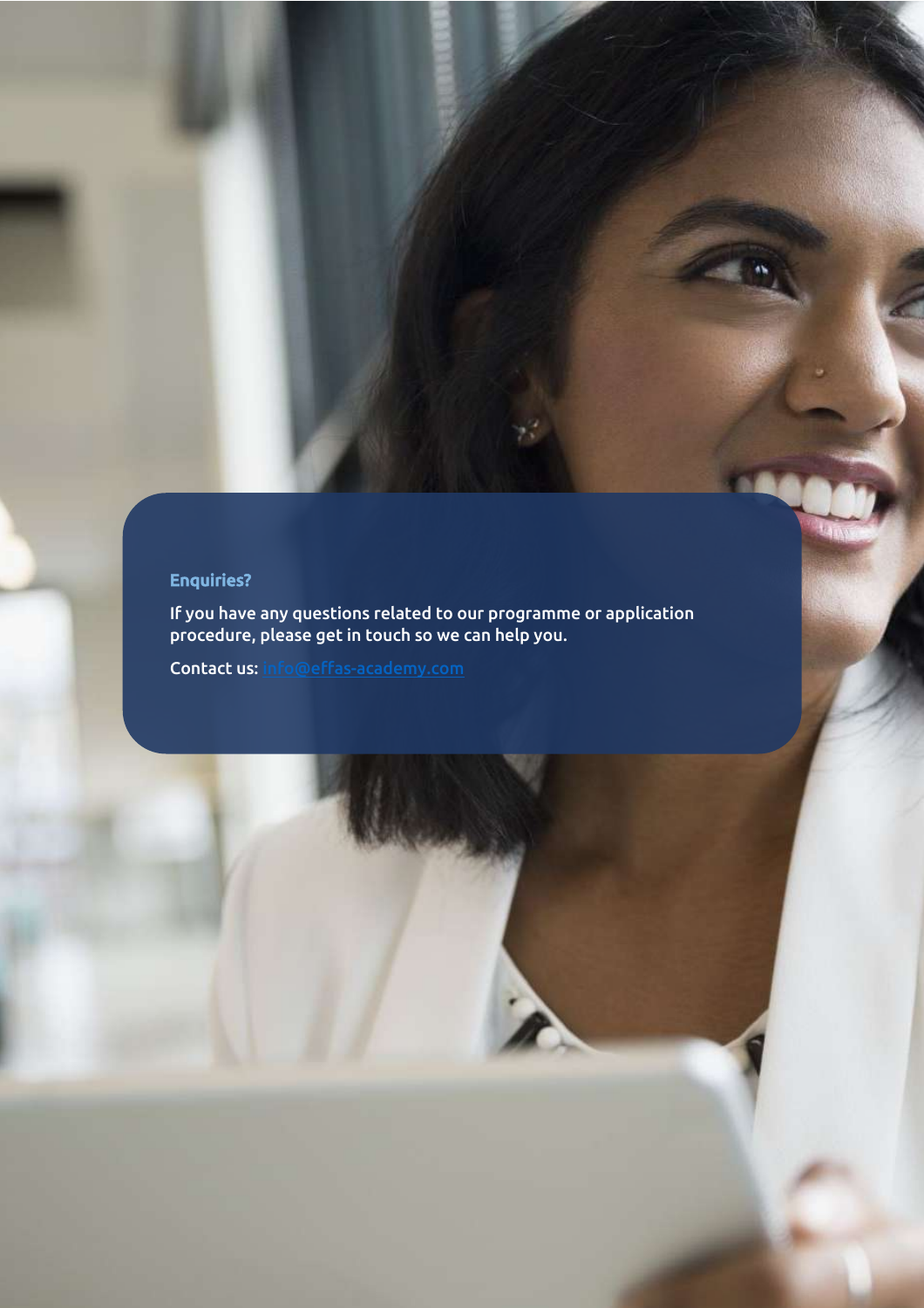**Enquiries?**

If you have any questions related to our programme or application procedure, please get in touch so we can help you.

Contact us: info@effas-academy.com